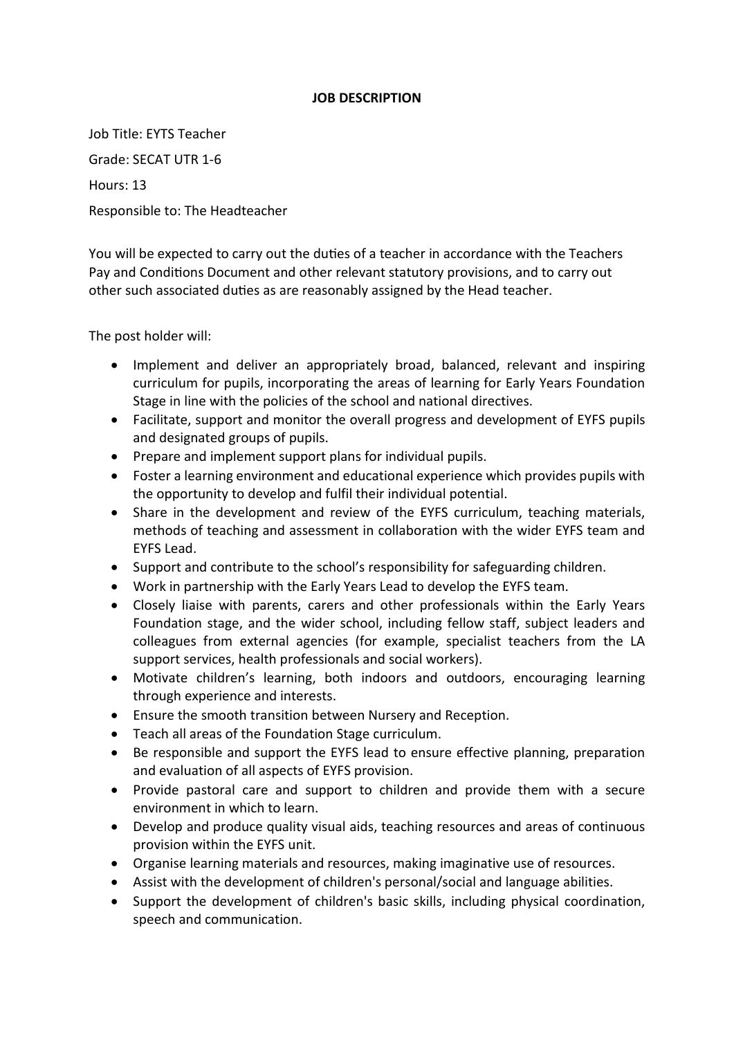**JOB DESCRIPTION**

Job Title: EYTS Teacher

Grade: SECAT UTR 1-6

Hours: 13

Responsible to: The Headteacher

You will be expected to carry out the duties of a teacher in accordance with the Teachers Pay and Conditions Document and other relevant statutory provisions, and to carry out other such associated duties as are reasonably assigned by the Head teacher.

The post holder will:

- Implement and deliver an appropriately broad, balanced, relevant and inspiring curriculum for pupils, incorporating the areas of learning for Early Years Foundation Stage in line with the policies of the school and national directives.
- Facilitate, support and monitor the overall progress and development of EYFS pupils and designated groups of pupils.
- Prepare and implement support plans for individual pupils.
- Foster a learning environment and educational experience which provides pupils with the opportunity to develop and fulfil their individual potential.
- Share in the development and review of the EYFS curriculum, teaching materials, methods of teaching and assessment in collaboration with the wider EYFS team and EYFS Lead.
- Support and contribute to the school's responsibility for safeguarding children.
- Work in partnership with the Early Years Lead to develop the EYFS team.
- Closely liaise with parents, carers and other professionals within the Early Years Foundation stage, and the wider school, including fellow staff, subject leaders and colleagues from external agencies (for example, specialist teachers from the LA support services, health professionals and social workers).
- Motivate children's learning, both indoors and outdoors, encouraging learning through experience and interests.
- Ensure the smooth transition between Nursery and Reception.
- Teach all areas of the Foundation Stage curriculum.
- Be responsible and support the EYFS lead to ensure effective planning, preparation and evaluation of all aspects of EYFS provision.
- Provide pastoral care and support to children and provide them with a secure environment in which to learn.
- Develop and produce quality visual aids, teaching resources and areas of continuous provision within the EYFS unit.
- Organise learning materials and resources, making imaginative use of resources.
- Assist with the development of children's personal/social and language abilities.
- Support the development of children's basic skills, including physical coordination, speech and communication.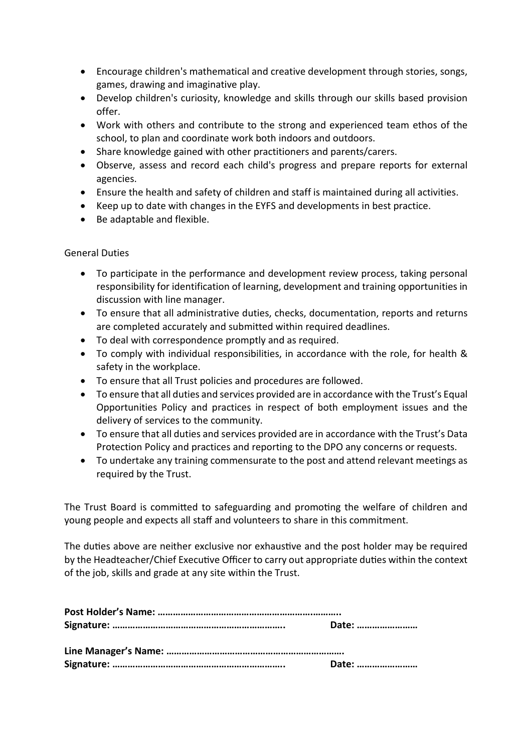- Encourage children's mathematical and creative development through stories, songs, games, drawing and imaginative play.
- Develop children's curiosity, knowledge and skills through our skills based provision offer.
- Work with others and contribute to the strong and experienced team ethos of the school, to plan and coordinate work both indoors and outdoors.
- Share knowledge gained with other practitioners and parents/carers.
- Observe, assess and record each child's progress and prepare reports for external agencies.
- Ensure the health and safety of children and staff is maintained during all activities.
- Keep up to date with changes in the EYFS and developments in best practice.
- Be adaptable and flexible.

General Duties

- To participate in the performance and development review process, taking personal responsibility for identification of learning, development and training opportunities in discussion with line manager.
- To ensure that all administrative duties, checks, documentation, reports and returns are completed accurately and submitted within required deadlines.
- To deal with correspondence promptly and as required.
- To comply with individual responsibilities, in accordance with the role, for health & safety in the workplace.
- To ensure that all Trust policies and procedures are followed.
- To ensure that all duties and services provided are in accordance with the Trust's Equal Opportunities Policy and practices in respect of both employment issues and the delivery of services to the community.
- To ensure that all duties and services provided are in accordance with the Trust's Data Protection Policy and practices and reporting to the DPO any concerns or requests.
- To undertake any training commensurate to the post and attend relevant meetings as required by the Trust.

The Trust Board is committed to safeguarding and promoting the welfare of children and young people and expects all staff and volunteers to share in this commitment.

The duties above are neither exclusive nor exhaustive and the post holder may be required by the Headteacher/Chief Executive Officer to carry out appropriate duties within the context of the job, skills and grade at any site within the Trust.

**Post Holder's Name: ……………………………………………………………..**
**Signature: ………………………………………………………..** **Date: ……………………**

**Line Manager's Name: …………………………………………………………..**
**Signature: ………………………………………………………..** **Date: ……………………**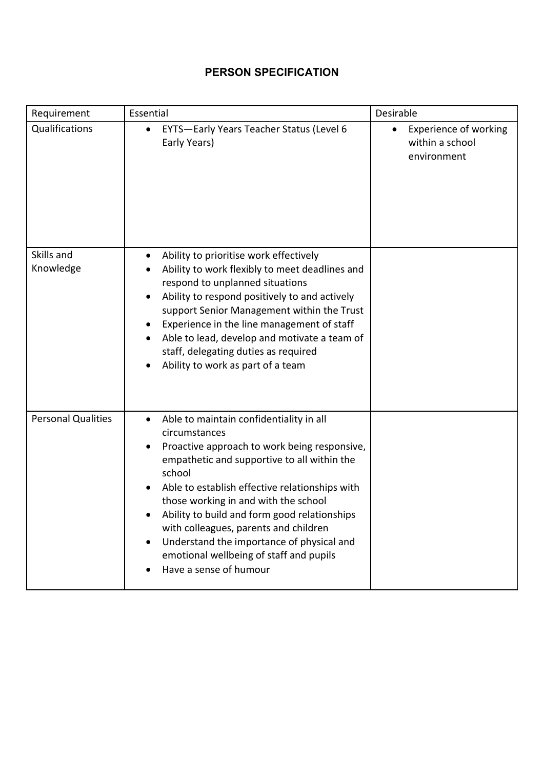## PERSON SPECIFICATION

| Requirement | Essential | Desirable |
|---|---|---|
| Qualifications | • EYTS—Early Years Teacher Status (Level 6 Early Years) | • Experience of working within a school environment |
| Skills and Knowledge | • Ability to prioritise work effectively<br>• Ability to work flexibly to meet deadlines and respond to unplanned situations<br>• Ability to respond positively to and actively support Senior Management within the Trust<br>• Experience in the line management of staff<br>• Able to lead, develop and motivate a team of staff, delegating duties as required<br>• Ability to work as part of a team | |
| Personal Qualities | • Able to maintain confidentiality in all circumstances<br>• Proactive approach to work being responsive, empathetic and supportive to all within the school<br>• Able to establish effective relationships with those working in and with the school<br>• Ability to build and form good relationships with colleagues, parents and children<br>• Understand the importance of physical and emotional wellbeing of staff and pupils<br>• Have a sense of humour | |